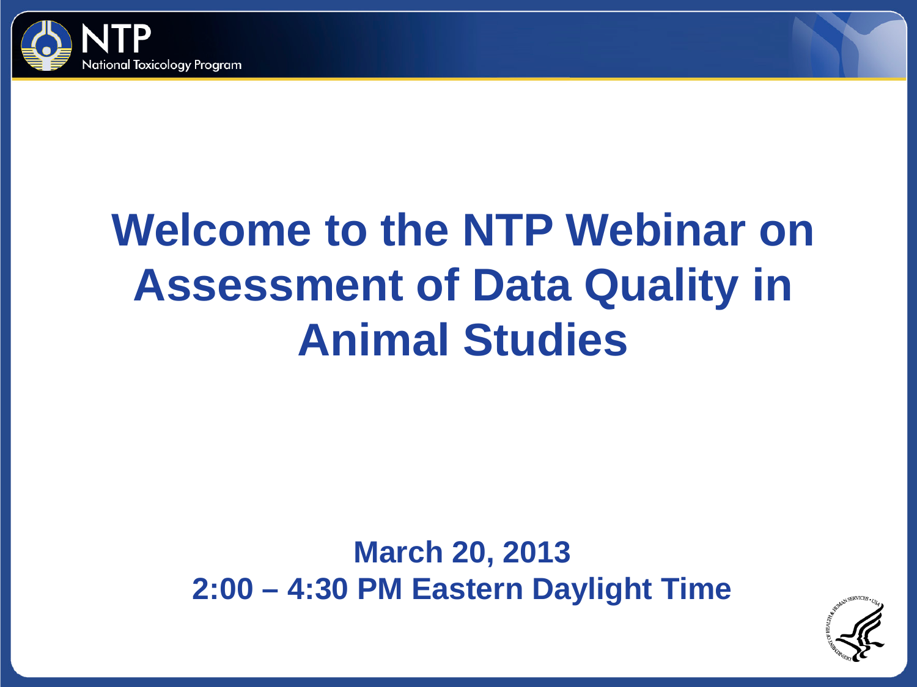# Welcome to the NTP Webinar on Assessment of Data Quality in Animal Studies

**March 20, 2013**
**2:00 – 4:30 PM Eastern Daylight Time**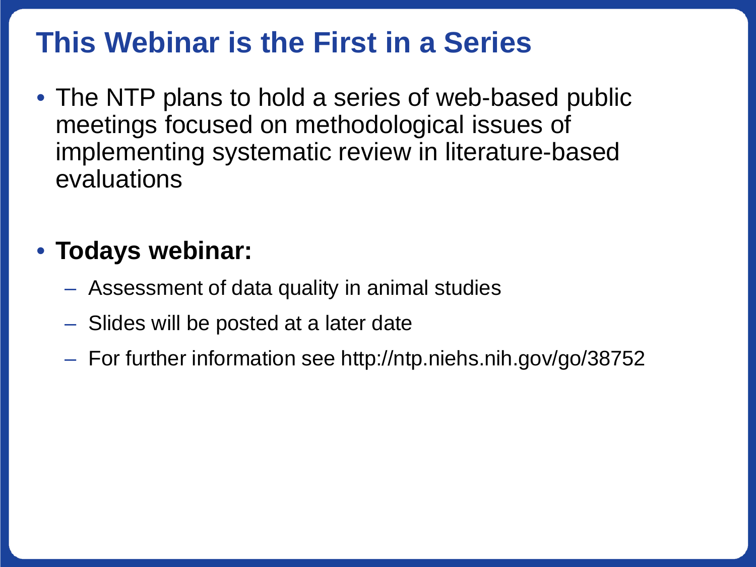# This Webinar is the First in a Series

- The NTP plans to hold a series of web-based public meetings focused on methodological issues of implementing systematic review in literature-based evaluations

- **Todays webinar:**
  - Assessment of data quality in animal studies
  - Slides will be posted at a later date
  - For further information see http://ntp.niehs.nih.gov/go/38752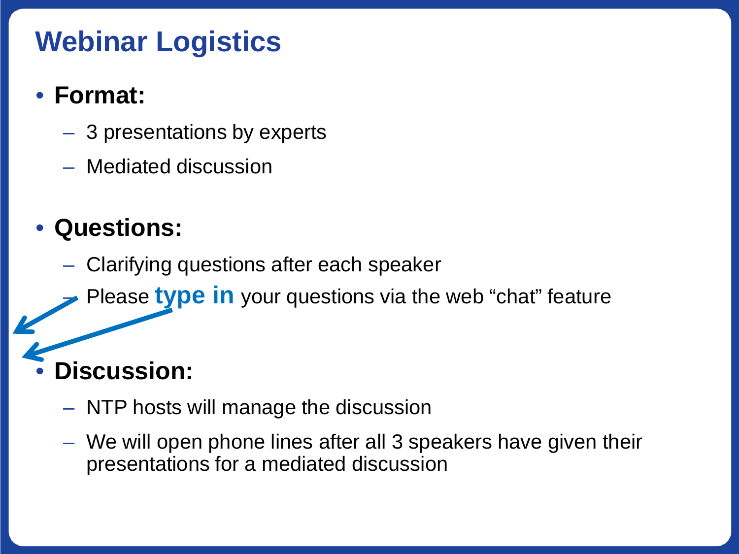# Webinar Logistics

- **Format:**
  - 3 presentations by experts
  - Mediated discussion

- **Questions:**
  - Clarifying questions after each speaker
  - Please **type in** your questions via the web "chat" feature

- **Discussion:**
  - NTP hosts will manage the discussion
  - We will open phone lines after all 3 speakers have given their presentations for a mediated discussion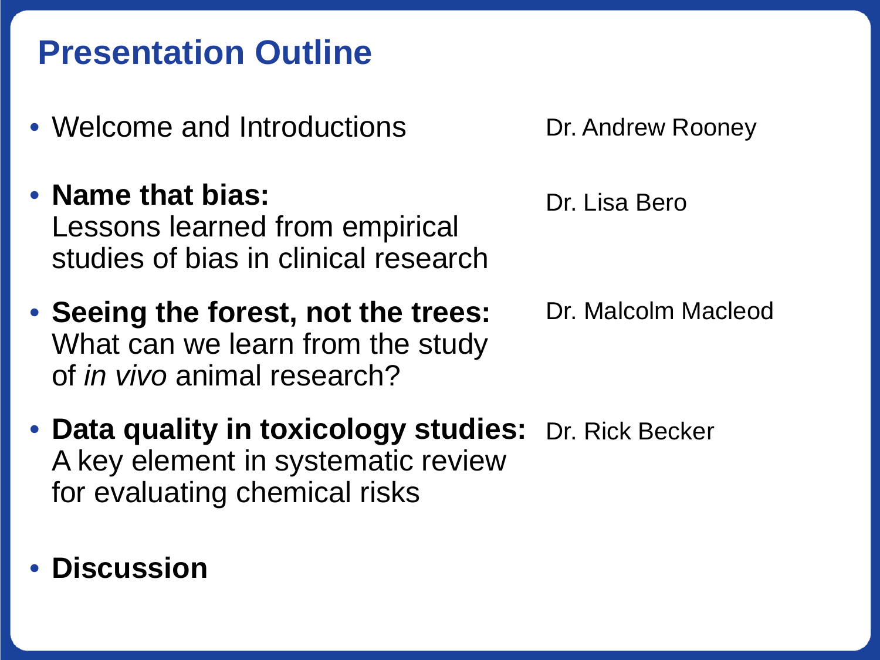# Presentation Outline

- Welcome and Introductions — Dr. Andrew Rooney
- **Name that bias:** Lessons learned from empirical studies of bias in clinical research — Dr. Lisa Bero
- **Seeing the forest, not the trees:** What can we learn from the study of *in vivo* animal research? — Dr. Malcolm Macleod
- **Data quality in toxicology studies:** A key element in systematic review for evaluating chemical risks — Dr. Rick Becker
- **Discussion**